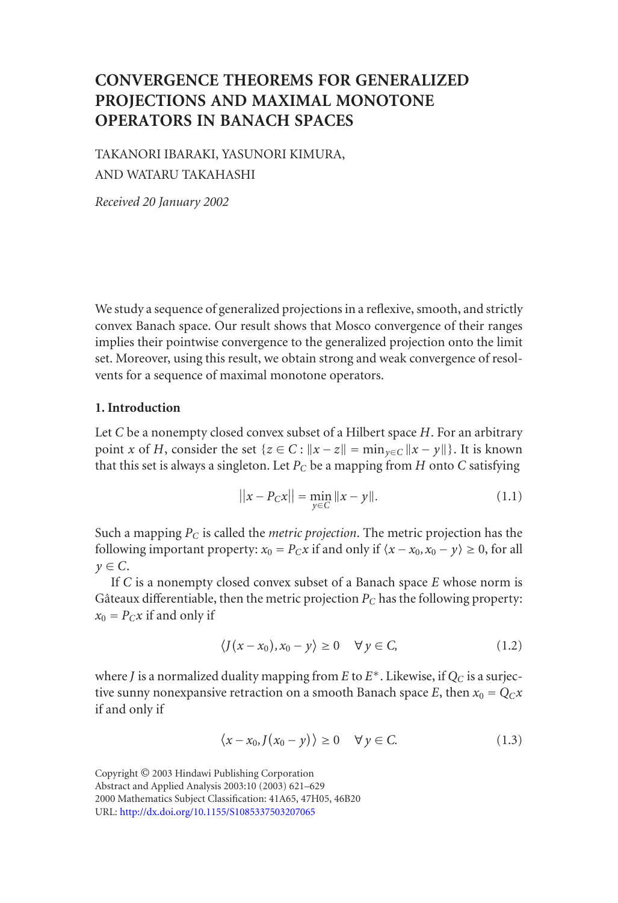# CONVERGENCE THEOREMS FOR GENERALIZED PROJECTIONS AND MAXIMAL MONOTONE OPERATORS IN BANACH SPACES

TAKANORI IBARAKI, YASUNORI KIMURA, AND WATARU TAKAHASHI

*Received 20 January 2002*

We study a sequence of generalized projections in a reflexive, smooth, and strictly convex Banach space. Our result shows that Mosco convergence of their ranges implies their pointwise convergence to the generalized projection onto the limit set. Moreover, using this result, we obtain strong and weak convergence of resolvents for a sequence of maximal monotone operators.

## 1. Introduction

Let $C$ be a nonempty closed convex subset of a Hilbert space $H$. For an arbitrary point $x$ of $H$, consider the set $\{z \in C : \|x - z\| = \min_{y \in C} \|x - y\|\}$. It is known that this set is always a singleton. Let $P_C$ be a mapping from $H$ onto $C$ satisfying

$$\|x - P_C x\| = \min_{y \in C} \|x - y\|. \tag{1.1}$$

Such a mapping $P_C$ is called the *metric projection*. The metric projection has the following important property: $x_0 = P_C x$ if and only if $\langle x - x_0, x_0 - y \rangle \geq 0$, for all $y \in C$.

If $C$ is a nonempty closed convex subset of a Banach space $E$ whose norm is Gâteaux differentiable, then the metric projection $P_C$ has the following property: $x_0 = P_C x$ if and only if

$$\langle J(x - x_0), x_0 - y \rangle \geq 0 \quad \forall y \in C, \tag{1.2}$$

where $J$ is a normalized duality mapping from $E$ to $E^*$. Likewise, if $Q_C$ is a surjective sunny nonexpansive retraction on a smooth Banach space $E$, then $x_0 = Q_C x$ if and only if

$$\langle x - x_0, J(x_0 - y) \rangle \geq 0 \quad \forall y \in C. \tag{1.3}$$

Copyright © 2003 Hindawi Publishing Corporation
Abstract and Applied Analysis 2003:10 (2003) 621–629
2000 Mathematics Subject Classification: 41A65, 47H05, 46B20
URL: http://dx.doi.org/10.1155/S1085337503207065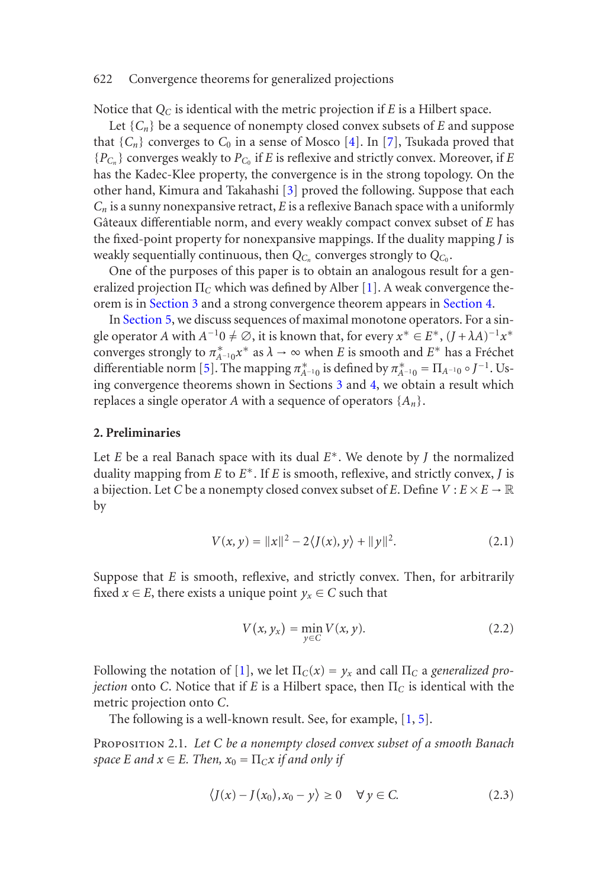Notice that $Q_C$ is identical with the metric projection if $E$ is a Hilbert space.

Let $\{C_n\}$ be a sequence of nonempty closed convex subsets of $E$ and suppose that $\{C_n\}$ converges to $C_0$ in a sense of Mosco [4]. In [7], Tsukada proved that $\{P_{C_n}\}$ converges weakly to $P_{C_0}$ if $E$ is reflexive and strictly convex. Moreover, if $E$ has the Kadec-Klee property, the convergence is in the strong topology. On the other hand, Kimura and Takahashi [3] proved the following. Suppose that each $C_n$ is a sunny nonexpansive retract, $E$ is a reflexive Banach space with a uniformly Gâteaux differentiable norm, and every weakly compact convex subset of $E$ has the fixed-point property for nonexpansive mappings. If the duality mapping $J$ is weakly sequentially continuous, then $Q_{C_n}$ converges strongly to $Q_{C_0}$.

One of the purposes of this paper is to obtain an analogous result for a generalized projection $\Pi_C$ which was defined by Alber [1]. A weak convergence theorem is in Section 3 and a strong convergence theorem appears in Section 4.

In Section 5, we discuss sequences of maximal monotone operators. For a single operator $A$ with $A^{-1}0 \neq \emptyset$, it is known that, for every $x^* \in E^*$, $(J+\lambda A)^{-1}x^*$ converges strongly to $\pi^*_{A^{-1}0}x^*$ as $\lambda \to \infty$ when $E$ is smooth and $E^*$ has a Fréchet differentiable norm [5]. The mapping $\pi^*_{A^{-1}0}$ is defined by $\pi^*_{A^{-1}0} = \Pi_{A^{-1}0} \circ J^{-1}$. Using convergence theorems shown in Sections 3 and 4, we obtain a result which replaces a single operator $A$ with a sequence of operators $\{A_n\}$.

## 2. Preliminaries

Let $E$ be a real Banach space with its dual $E^*$. We denote by $J$ the normalized duality mapping from $E$ to $E^*$. If $E$ is smooth, reflexive, and strictly convex, $J$ is a bijection. Let $C$ be a nonempty closed convex subset of $E$. Define $V : E \times E \to \mathbb{R}$ by

$$V(x,y) = \|x\|^2 - 2\langle J(x), y\rangle + \|y\|^2. \tag{2.1}$$

Suppose that $E$ is smooth, reflexive, and strictly convex. Then, for arbitrarily fixed $x \in E$, there exists a unique point $y_x \in C$ such that

$$V(x, y_x) = \min_{y \in C} V(x,y). \tag{2.2}$$

Following the notation of [1], we let $\Pi_C(x) = y_x$ and call $\Pi_C$ a *generalized projection* onto $C$. Notice that if $E$ is a Hilbert space, then $\Pi_C$ is identical with the metric projection onto $C$.

The following is a well-known result. See, for example, [1, 5].

Proposition 2.1. *Let $C$ be a nonempty closed convex subset of a smooth Banach space $E$ and $x \in E$. Then, $x_0 = \Pi_C x$ if and only if*

$$\langle J(x) - J(x_0), x_0 - y\rangle \geq 0 \quad \forall y \in C. \tag{2.3}$$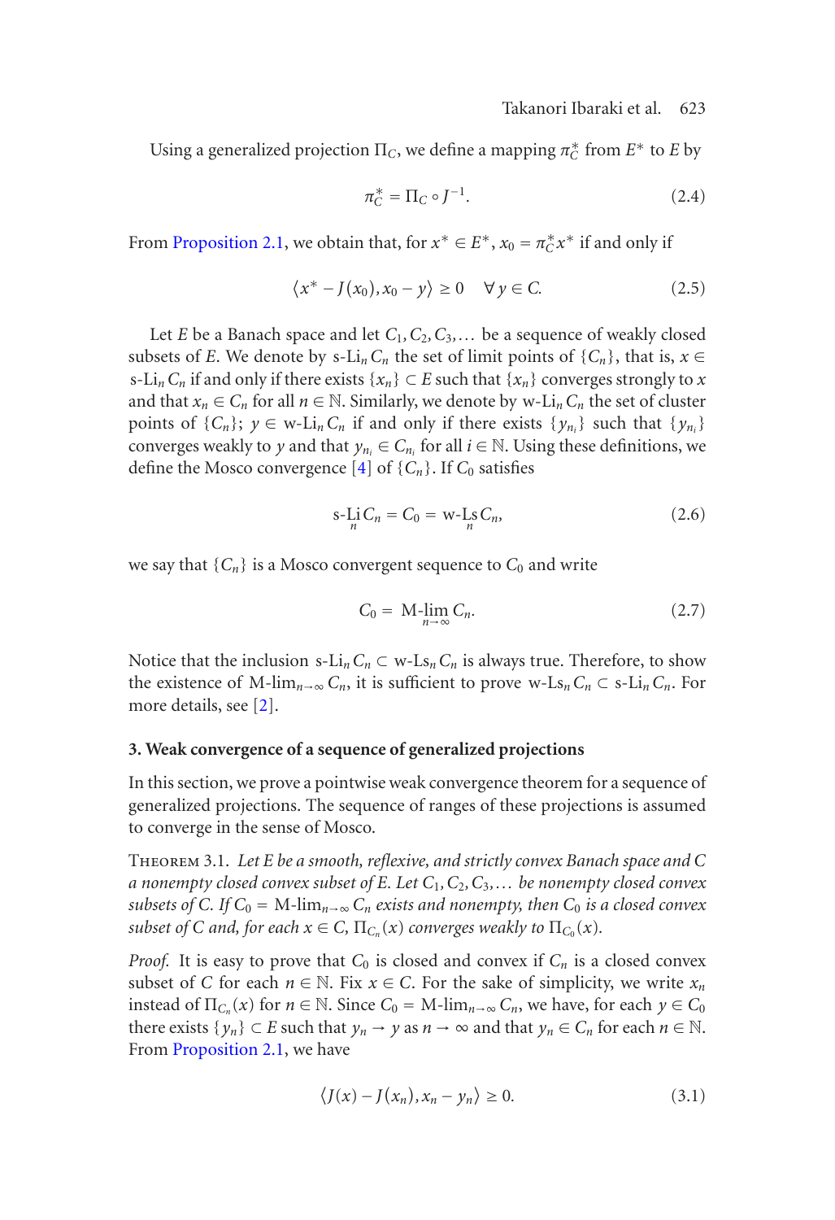Using a generalized projection $\Pi_C$, we define a mapping $\pi_C^*$ from $E^*$ to $E$ by

$$\pi_C^* = \Pi_C \circ J^{-1}. \tag{2.4}$$

From Proposition 2.1, we obtain that, for $x^* \in E^*$, $x_0 = \pi_C^* x^*$ if and only if

$$\langle x^* - J(x_0), x_0 - y\rangle \geq 0 \quad \forall\, y \in C. \tag{2.5}$$

Let $E$ be a Banach space and let $C_1, C_2, C_3, \ldots$ be a sequence of weakly closed subsets of $E$. We denote by $\text{s-Li}_n C_n$ the set of limit points of $\{C_n\}$, that is, $x \in \text{s-Li}_n C_n$ if and only if there exists $\{x_n\} \subset E$ such that $\{x_n\}$ converges strongly to $x$ and that $x_n \in C_n$ for all $n \in \mathbb{N}$. Similarly, we denote by $\text{w-Li}_n C_n$ the set of cluster points of $\{C_n\}$; $y \in \text{w-Li}_n C_n$ if and only if there exists $\{y_{n_i}\}$ such that $\{y_{n_i}\}$ converges weakly to $y$ and that $y_{n_i} \in C_{n_i}$ for all $i \in \mathbb{N}$. Using these definitions, we define the Mosco convergence [4] of $\{C_n\}$. If $C_0$ satisfies

$$\operatorname*{s-Li}_n C_n = C_0 = \operatorname*{w-Ls}_n C_n, \tag{2.6}$$

we say that $\{C_n\}$ is a Mosco convergent sequence to $C_0$ and write

$$C_0 = \operatorname*{M-lim}_{n\to\infty} C_n. \tag{2.7}$$

Notice that the inclusion $\text{s-Li}_n C_n \subset \text{w-Ls}_n C_n$ is always true. Therefore, to show the existence of $\text{M-lim}_{n\to\infty} C_n$, it is sufficient to prove $\text{w-Ls}_n C_n \subset \text{s-Li}_n C_n$. For more details, see [2].

## 3. Weak convergence of a sequence of generalized projections

In this section, we prove a pointwise weak convergence theorem for a sequence of generalized projections. The sequence of ranges of these projections is assumed to converge in the sense of Mosco.

Theorem 3.1. *Let $E$ be a smooth, reflexive, and strictly convex Banach space and $C$ a nonempty closed convex subset of $E$. Let $C_1, C_2, C_3, \ldots$ be nonempty closed convex subsets of $C$. If $C_0 = \text{M-lim}_{n\to\infty} C_n$ exists and nonempty, then $C_0$ is a closed convex subset of $C$ and, for each $x \in C$, $\Pi_{C_n}(x)$ converges weakly to $\Pi_{C_0}(x)$.*

*Proof.* It is easy to prove that $C_0$ is closed and convex if $C_n$ is a closed convex subset of $C$ for each $n \in \mathbb{N}$. Fix $x \in C$. For the sake of simplicity, we write $x_n$ instead of $\Pi_{C_n}(x)$ for $n \in \mathbb{N}$. Since $C_0 = \text{M-lim}_{n\to\infty} C_n$, we have, for each $y \in C_0$ there exists $\{y_n\} \subset E$ such that $y_n \to y$ as $n \to \infty$ and that $y_n \in C_n$ for each $n \in \mathbb{N}$. From Proposition 2.1, we have

$$\langle J(x) - J(x_n), x_n - y_n\rangle \geq 0. \tag{3.1}$$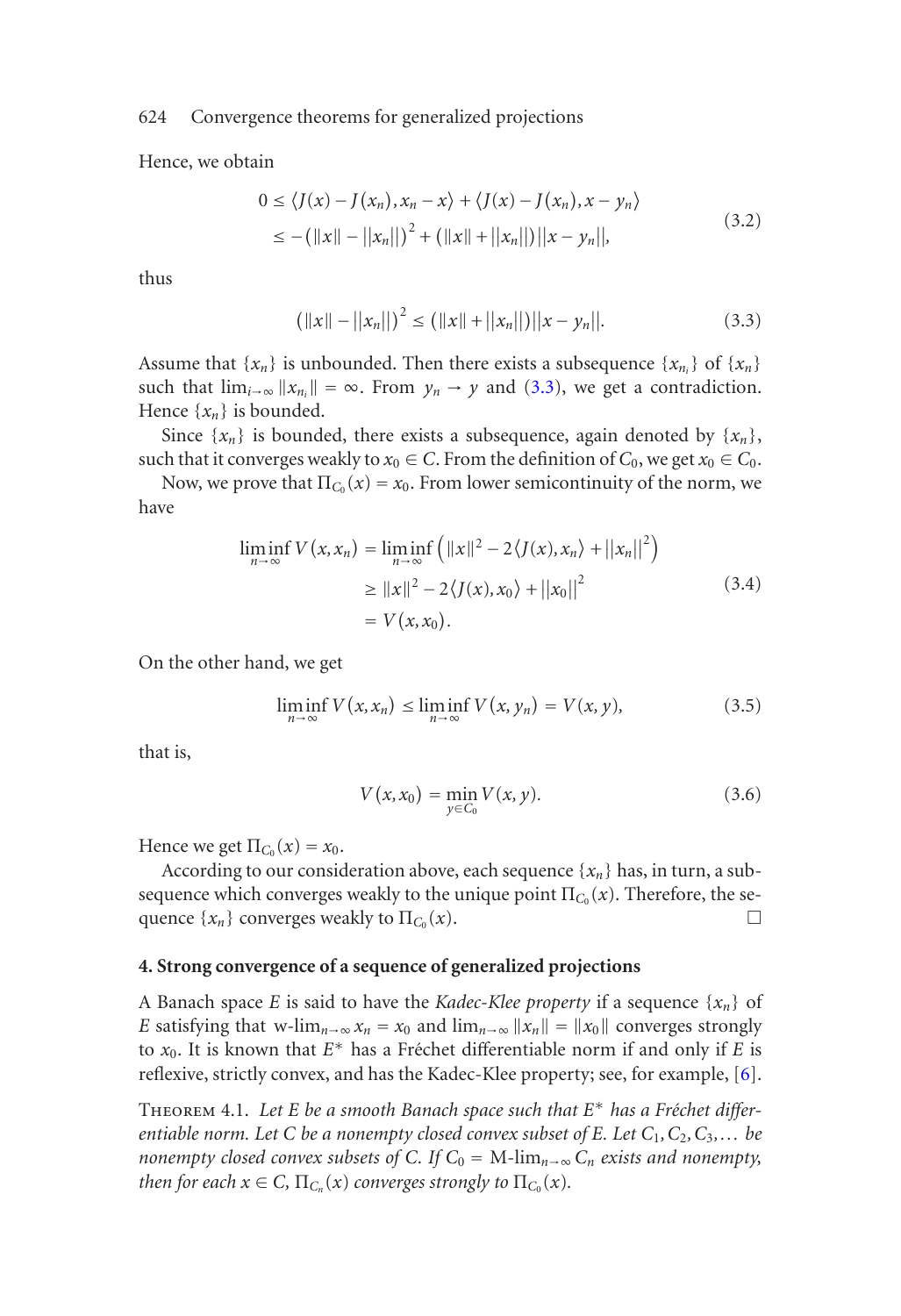Hence, we obtain

$$
\begin{aligned}
0 &\leq \langle J(x) - J(x_n), x_n - x \rangle + \langle J(x) - J(x_n), x - y_n \rangle \\
&\leq -\left(\|x\| - \|x_n\|\right)^2 + \left(\|x\| + \|x_n\|\right)\|x - y_n\|,
\end{aligned}
\tag{3.2}
$$

thus

$$
\left(\|x\| - \|x_n\|\right)^2 \leq \left(\|x\| + \|x_n\|\right)\|x - y_n\|. \tag{3.3}
$$

Assume that $\{x_n\}$ is unbounded. Then there exists a subsequence $\{x_{n_i}\}$ of $\{x_n\}$ such that $\lim_{i\to\infty} \|x_{n_i}\| = \infty$. From $y_n \to y$ and (3.3), we get a contradiction. Hence $\{x_n\}$ is bounded.

Since $\{x_n\}$ is bounded, there exists a subsequence, again denoted by $\{x_n\}$, such that it converges weakly to $x_0 \in C$. From the definition of $C_0$, we get $x_0 \in C_0$.

Now, we prove that $\Pi_{C_0}(x) = x_0$. From lower semicontinuity of the norm, we have

$$
\begin{aligned}
\liminf_{n\to\infty} V(x, x_n) &= \liminf_{n\to\infty} \left(\|x\|^2 - 2\langle J(x), x_n \rangle + \|x_n\|^2\right) \\
&\geq \|x\|^2 - 2\langle J(x), x_0 \rangle + \|x_0\|^2 \\
&= V(x, x_0).
\end{aligned}
\tag{3.4}
$$

On the other hand, we get

$$
\liminf_{n\to\infty} V(x, x_n) \leq \liminf_{n\to\infty} V(x, y_n) = V(x, y), \tag{3.5}
$$

that is,

$$
V(x, x_0) = \min_{y \in C_0} V(x, y). \tag{3.6}
$$

Hence we get $\Pi_{C_0}(x) = x_0$.

According to our consideration above, each sequence $\{x_n\}$ has, in turn, a subsequence which converges weakly to the unique point $\Pi_{C_0}(x)$. Therefore, the sequence $\{x_n\}$ converges weakly to $\Pi_{C_0}(x)$. □

## 4. Strong convergence of a sequence of generalized projections

A Banach space $E$ is said to have the *Kadec-Klee property* if a sequence $\{x_n\}$ of $E$ satisfying that $\text{w-}\lim_{n\to\infty} x_n = x_0$ and $\lim_{n\to\infty} \|x_n\| = \|x_0\|$ converges strongly to $x_0$. It is known that $E^*$ has a Fréchet differentiable norm if and only if $E$ is reflexive, strictly convex, and has the Kadec-Klee property; see, for example, [6].

Theorem 4.1. *Let $E$ be a smooth Banach space such that $E^*$ has a Fréchet differentiable norm. Let $C$ be a nonempty closed convex subset of $E$. Let $C_1, C_2, C_3, \ldots$ be nonempty closed convex subsets of $C$. If $C_0 = \text{M-}\lim_{n\to\infty} C_n$ exists and nonempty, then for each $x \in C$, $\Pi_{C_n}(x)$ converges strongly to $\Pi_{C_0}(x)$.*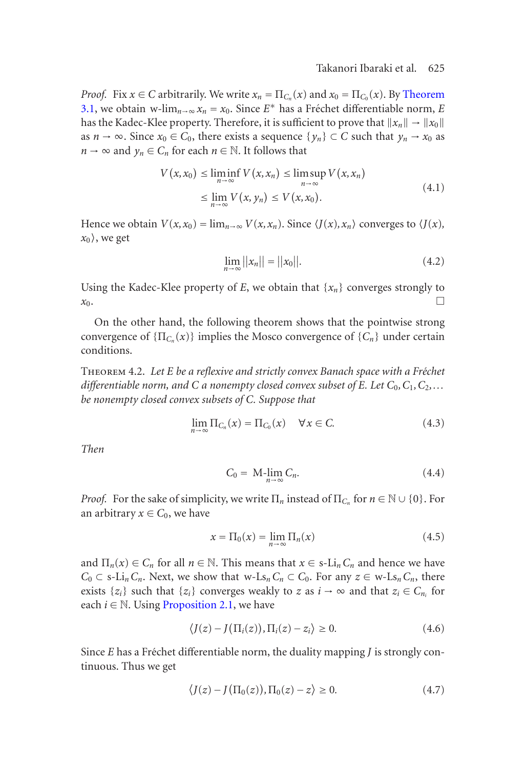*Proof.* Fix $x \in C$ arbitrarily. We write $x_n = \Pi_{C_n}(x)$ and $x_0 = \Pi_{C_0}(x)$. By Theorem 3.1, we obtain $\text{w-lim}_{n\to\infty} x_n = x_0$. Since $E^*$ has a Fréchet differentiable norm, $E$ has the Kadec-Klee property. Therefore, it is sufficient to prove that $\|x_n\| \to \|x_0\|$ as $n \to \infty$. Since $x_0 \in C_0$, there exists a sequence $\{y_n\} \subset C$ such that $y_n \to x_0$ as $n \to \infty$ and $y_n \in C_n$ for each $n \in \mathbb{N}$. It follows that

$$
\begin{aligned}
V(x, x_0) &\le \liminf_{n\to\infty} V(x, x_n) \le \limsup_{n\to\infty} V(x, x_n) \\
&\le \lim_{n\to\infty} V(x, y_n) \le V(x, x_0).
\end{aligned}
\tag{4.1}
$$

Hence we obtain $V(x, x_0) = \lim_{n\to\infty} V(x, x_n)$. Since $\langle J(x), x_n\rangle$ converges to $\langle J(x), x_0\rangle$, we get

$$
\lim_{n\to\infty} \|x_n\| = \|x_0\|. \tag{4.2}
$$

Using the Kadec-Klee property of $E$, we obtain that $\{x_n\}$ converges strongly to $x_0$. □

On the other hand, the following theorem shows that the pointwise strong convergence of $\{\Pi_{C_n}(x)\}$ implies the Mosco convergence of $\{C_n\}$ under certain conditions.

Theorem 4.2. *Let $E$ be a reflexive and strictly convex Banach space with a Fréchet differentiable norm, and $C$ a nonempty closed convex subset of $E$. Let $C_0, C_1, C_2, \ldots$ be nonempty closed convex subsets of $C$. Suppose that*

$$
\lim_{n\to\infty} \Pi_{C_n}(x) = \Pi_{C_0}(x) \quad \forall x \in C. \tag{4.3}
$$

*Then*

$$
C_0 = \text{M-}\lim_{n\to\infty} C_n. \tag{4.4}
$$

*Proof.* For the sake of simplicity, we write $\Pi_n$ instead of $\Pi_{C_n}$ for $n \in \mathbb{N} \cup \{0\}$. For an arbitrary $x \in C_0$, we have

$$
x = \Pi_0(x) = \lim_{n\to\infty} \Pi_n(x) \tag{4.5}
$$

and $\Pi_n(x) \in C_n$ for all $n \in \mathbb{N}$. This means that $x \in \text{s-Li}_n C_n$ and hence we have $C_0 \subset \text{s-Li}_n C_n$. Next, we show that $\text{w-Ls}_n C_n \subset C_0$. For any $z \in \text{w-Ls}_n C_n$, there exists $\{z_i\}$ such that $\{z_i\}$ converges weakly to $z$ as $i \to \infty$ and that $z_i \in C_{n_i}$ for each $i \in \mathbb{N}$. Using Proposition 2.1, we have

$$
\langle J(z) - J(\Pi_i(z)), \Pi_i(z) - z_i \rangle \ge 0. \tag{4.6}
$$

Since $E$ has a Fréchet differentiable norm, the duality mapping $J$ is strongly continuous. Thus we get

$$
\langle J(z) - J(\Pi_0(z)), \Pi_0(z) - z \rangle \ge 0. \tag{4.7}
$$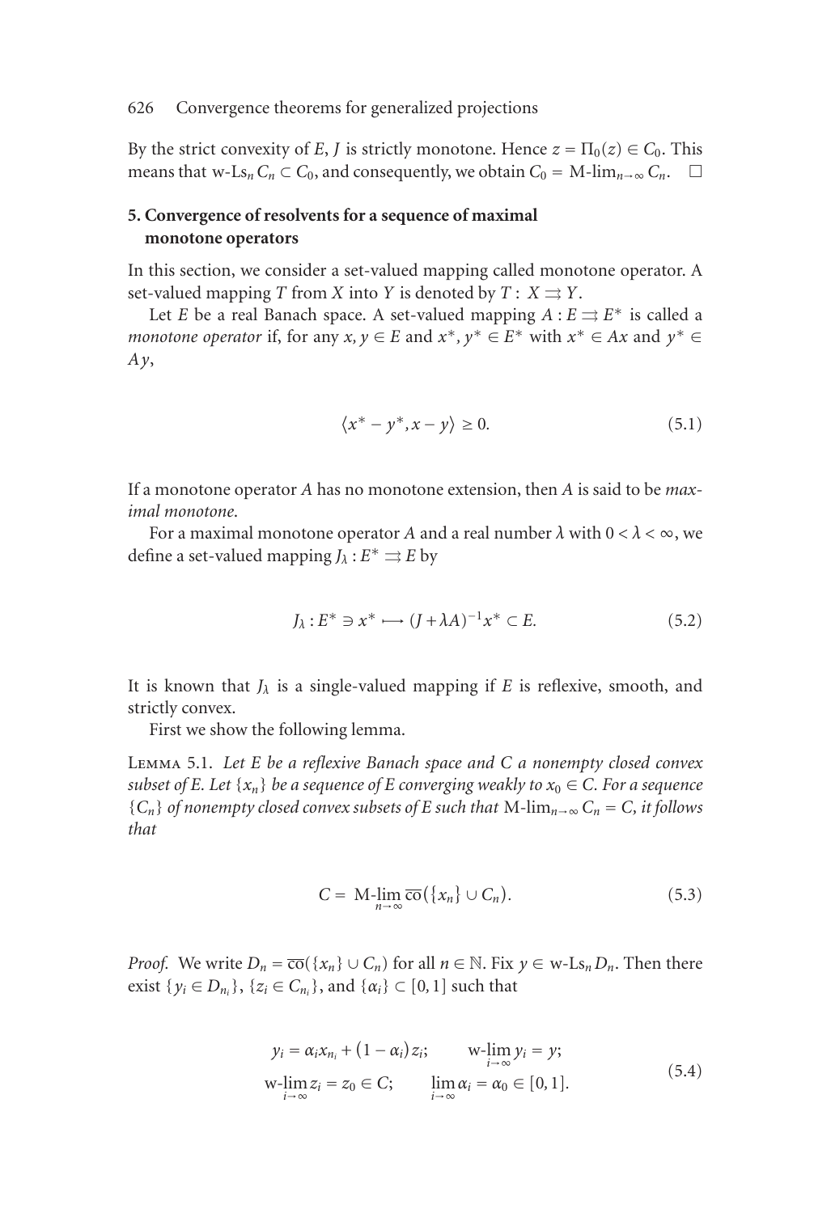By the strict convexity of $E$, $J$ is strictly monotone. Hence $z = \Pi_0(z) \in C_0$. This means that $\text{w-Ls}_n C_n \subset C_0$, and consequently, we obtain $C_0 = \text{M-lim}_{n\to\infty} C_n$. $\square$

## 5. Convergence of resolvents for a sequence of maximal monotone operators

In this section, we consider a set-valued mapping called monotone operator. A set-valued mapping $T$ from $X$ into $Y$ is denoted by $T : X \rightrightarrows Y$.

Let $E$ be a real Banach space. A set-valued mapping $A : E \rightrightarrows E^*$ is called a *monotone operator* if, for any $x, y \in E$ and $x^*, y^* \in E^*$ with $x^* \in Ax$ and $y^* \in Ay$,

$$\langle x^* - y^*, x - y\rangle \geq 0. \tag{5.1}$$

If a monotone operator $A$ has no monotone extension, then $A$ is said to be *maximal monotone*.

For a maximal monotone operator $A$ and a real number $\lambda$ with $0 < \lambda < \infty$, we define a set-valued mapping $J_\lambda : E^* \rightrightarrows E$ by

$$J_\lambda : E^* \ni x^* \longmapsto (J + \lambda A)^{-1} x^* \subset E. \tag{5.2}$$

It is known that $J_\lambda$ is a single-valued mapping if $E$ is reflexive, smooth, and strictly convex.

First we show the following lemma.

Lemma 5.1. *Let $E$ be a reflexive Banach space and $C$ a nonempty closed convex subset of $E$. Let $\{x_n\}$ be a sequence of $E$ converging weakly to $x_0 \in C$. For a sequence $\{C_n\}$ of nonempty closed convex subsets of $E$ such that $\text{M-lim}_{n\to\infty} C_n = C$, it follows that*

$$C = \operatorname*{M-lim}_{n\to\infty} \overline{\text{co}}(\{x_n\} \cup C_n). \tag{5.3}$$

*Proof.* We write $D_n = \overline{\text{co}}(\{x_n\} \cup C_n)$ for all $n \in \mathbb{N}$. Fix $y \in \text{w-Ls}_n D_n$. Then there exist $\{y_i \in D_{n_i}\}$, $\{z_i \in C_{n_i}\}$, and $\{\alpha_i\} \subset [0, 1]$ such that

$$\begin{aligned} y_i &= \alpha_i x_{n_i} + (1 - \alpha_i) z_i; \qquad & \operatorname*{w-lim}_{i\to\infty} y_i &= y; \\ \operatorname*{w-lim}_{i\to\infty} z_i &= z_0 \in C; \qquad & \lim_{i\to\infty} \alpha_i &= \alpha_0 \in [0, 1]. \end{aligned} \tag{5.4}$$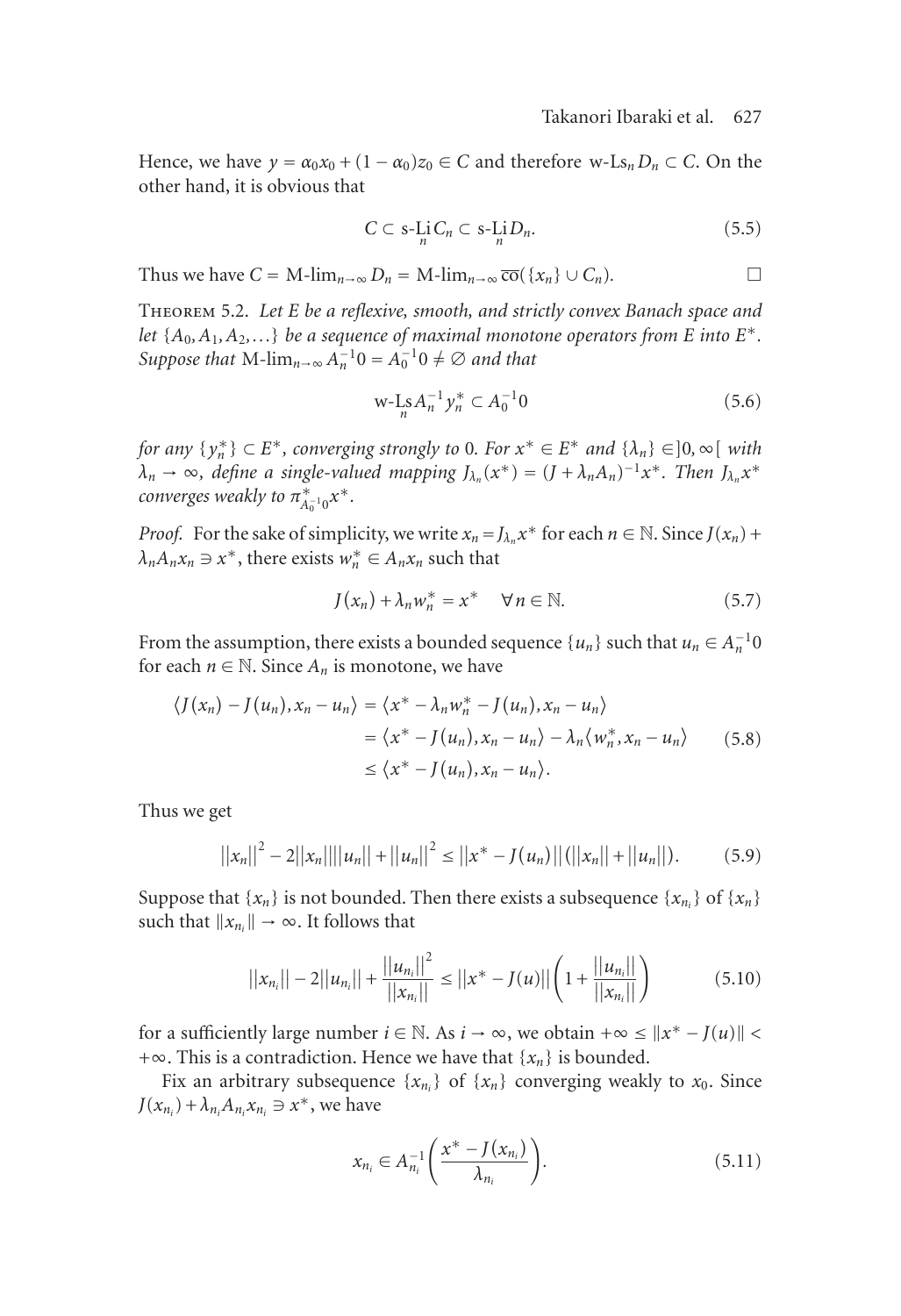Hence, we have $y = \alpha_0 x_0 + (1-\alpha_0) z_0 \in C$ and therefore $\text{w-Ls}_n D_n \subset C$. On the other hand, it is obvious that

$$C \subset \text{s-}\underset{n}{\text{Li}}\, C_n \subset \text{s-}\underset{n}{\text{Li}}\, D_n. \tag{5.5}$$

Thus we have $C = \text{M-lim}_{n\to\infty} D_n = \text{M-lim}_{n\to\infty} \overline{\text{co}}(\{x_n\} \cup C_n)$. $\square$

Theorem 5.2. *Let $E$ be a reflexive, smooth, and strictly convex Banach space and let $\{A_0, A_1, A_2, \ldots\}$ be a sequence of maximal monotone operators from $E$ into $E^*$. Suppose that $\text{M-lim}_{n\to\infty} A_n^{-1}0 = A_0^{-1}0 \neq \emptyset$ and that*

$$\text{w-}\underset{n}{\text{Ls}}\, A_n^{-1} y_n^* \subset A_0^{-1}0 \tag{5.6}$$

*for any $\{y_n^*\} \subset E^*$, converging strongly to 0. For $x^* \in E^*$ and $\{\lambda_n\} \in ]0,\infty[$ with $\lambda_n \to \infty$, define a single-valued mapping $J_{\lambda_n}(x^*) = (J + \lambda_n A_n)^{-1} x^*$. Then $J_{\lambda_n} x^*$ converges weakly to $\pi^*_{A_0^{-1}0} x^*$.*

*Proof.* For the sake of simplicity, we write $x_n = J_{\lambda_n} x^*$ for each $n \in \mathbb{N}$. Since $J(x_n) + \lambda_n A_n x_n \ni x^*$, there exists $w_n^* \in A_n x_n$ such that

$$J(x_n) + \lambda_n w_n^* = x^* \quad \forall n \in \mathbb{N}. \tag{5.7}$$

From the assumption, there exists a bounded sequence $\{u_n\}$ such that $u_n \in A_n^{-1}0$ for each $n \in \mathbb{N}$. Since $A_n$ is monotone, we have

$$\begin{aligned}
\langle J(x_n) - J(u_n), x_n - u_n \rangle &= \langle x^* - \lambda_n w_n^* - J(u_n), x_n - u_n \rangle \\
&= \langle x^* - J(u_n), x_n - u_n \rangle - \lambda_n \langle w_n^*, x_n - u_n \rangle \\
&\leq \langle x^* - J(u_n), x_n - u_n \rangle.
\end{aligned} \tag{5.8}$$

Thus we get

$$\|x_n\|^2 - 2\|x_n\|\|u_n\| + \|u_n\|^2 \leq \|x^* - J(u_n)\|(\|x_n\| + \|u_n\|). \tag{5.9}$$

Suppose that $\{x_n\}$ is not bounded. Then there exists a subsequence $\{x_{n_i}\}$ of $\{x_n\}$ such that $\|x_{n_i}\| \to \infty$. It follows that

$$\|x_{n_i}\| - 2\|u_{n_i}\| + \frac{\|u_{n_i}\|^2}{\|x_{n_i}\|} \leq \|x^* - J(u)\| \left(1 + \frac{\|u_{n_i}\|}{\|x_{n_i}\|}\right) \tag{5.10}$$

for a sufficiently large number $i \in \mathbb{N}$. As $i \to \infty$, we obtain $+\infty \leq \|x^* - J(u)\| < +\infty$. This is a contradiction. Hence we have that $\{x_n\}$ is bounded.

Fix an arbitrary subsequence $\{x_{n_i}\}$ of $\{x_n\}$ converging weakly to $x_0$. Since $J(x_{n_i}) + \lambda_{n_i} A_{n_i} x_{n_i} \ni x^*$, we have

$$x_{n_i} \in A_{n_i}^{-1}\left(\frac{x^* - J(x_{n_i})}{\lambda_{n_i}}\right). \tag{5.11}$$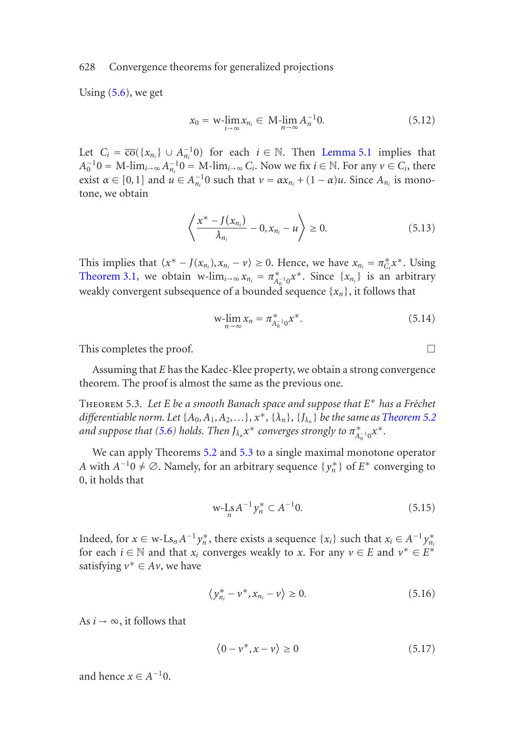Using (5.6), we get

$$x_0 = \underset{i \to \infty}{\text{w-lim}}\, x_{n_i} \in \underset{n \to \infty}{\text{M-lim}}\, A_n^{-1}0. \tag{5.12}$$

Let $C_i = \overline{\text{co}}(\{x_{n_i}\} \cup A_{n_i}^{-1}0)$ for each $i \in \mathbb{N}$. Then Lemma 5.1 implies that $A_0^{-1}0 = \text{M-lim}_{i\to\infty} A_{n_i}^{-1}0 = \text{M-lim}_{i\to\infty} C_i$. Now we fix $i \in \mathbb{N}$. For any $v \in C_i$, there exist $\alpha \in [0,1]$ and $u \in A_{n_i}^{-1}0$ such that $v = \alpha x_{n_i} + (1-\alpha)u$. Since $A_{n_i}$ is monotone, we obtain

$$\left\langle \frac{x^* - J(x_{n_i})}{\lambda_{n_i}} - 0, x_{n_i} - u \right\rangle \geq 0. \tag{5.13}$$

This implies that $\langle x^* - J(x_{n_i}), x_{n_i} - v \rangle \geq 0$. Hence, we have $x_{n_i} = \pi_{C_i}^* x^*$. Using Theorem 3.1, we obtain $\text{w-lim}_{i\to\infty} x_{n_i} = \pi_{A_0^{-1}0}^* x^*$. Since $\{x_{n_i}\}$ is an arbitrary weakly convergent subsequence of a bounded sequence $\{x_n\}$, it follows that

$$\underset{n \to \infty}{\text{w-lim}}\, x_n = \pi_{A_0^{-1}0}^* x^*. \tag{5.14}$$

This completes the proof. $\square$

Assuming that $E$ has the Kadec-Klee property, we obtain a strong convergence theorem. The proof is almost the same as the previous one.

Theorem 5.3. *Let $E$ be a smooth Banach space and suppose that $E^*$ has a Fréchet differentiable norm. Let $\{A_0, A_1, A_2, \ldots\}$, $x^*$, $\{\lambda_n\}$, $\{J_{\lambda_n}\}$ be the same as Theorem 5.2 and suppose that (5.6) holds. Then $J_{\lambda_n} x^*$ converges strongly to $\pi_{A_0^{-1}0}^* x^*$.*

We can apply Theorems 5.2 and 5.3 to a single maximal monotone operator $A$ with $A^{-1}0 \neq \emptyset$. Namely, for an arbitrary sequence $\{y_n^*\}$ of $E^*$ converging to 0, it holds that

$$\underset{n}{\text{w-Ls}}\, A^{-1} y_n^* \subset A^{-1}0. \tag{5.15}$$

Indeed, for $x \in \text{w-Ls}_n A^{-1} y_n^*$, there exists a sequence $\{x_i\}$ such that $x_i \in A^{-1} y_{n_i}^*$ for each $i \in \mathbb{N}$ and that $x_i$ converges weakly to $x$. For any $v \in E$ and $v^* \in E^*$ satisfying $v^* \in Av$, we have

$$\langle y_{n_i}^* - v^*, x_{n_i} - v \rangle \geq 0. \tag{5.16}$$

As $i \to \infty$, it follows that

$$\langle 0 - v^*, x - v \rangle \geq 0 \tag{5.17}$$

and hence $x \in A^{-1}0$.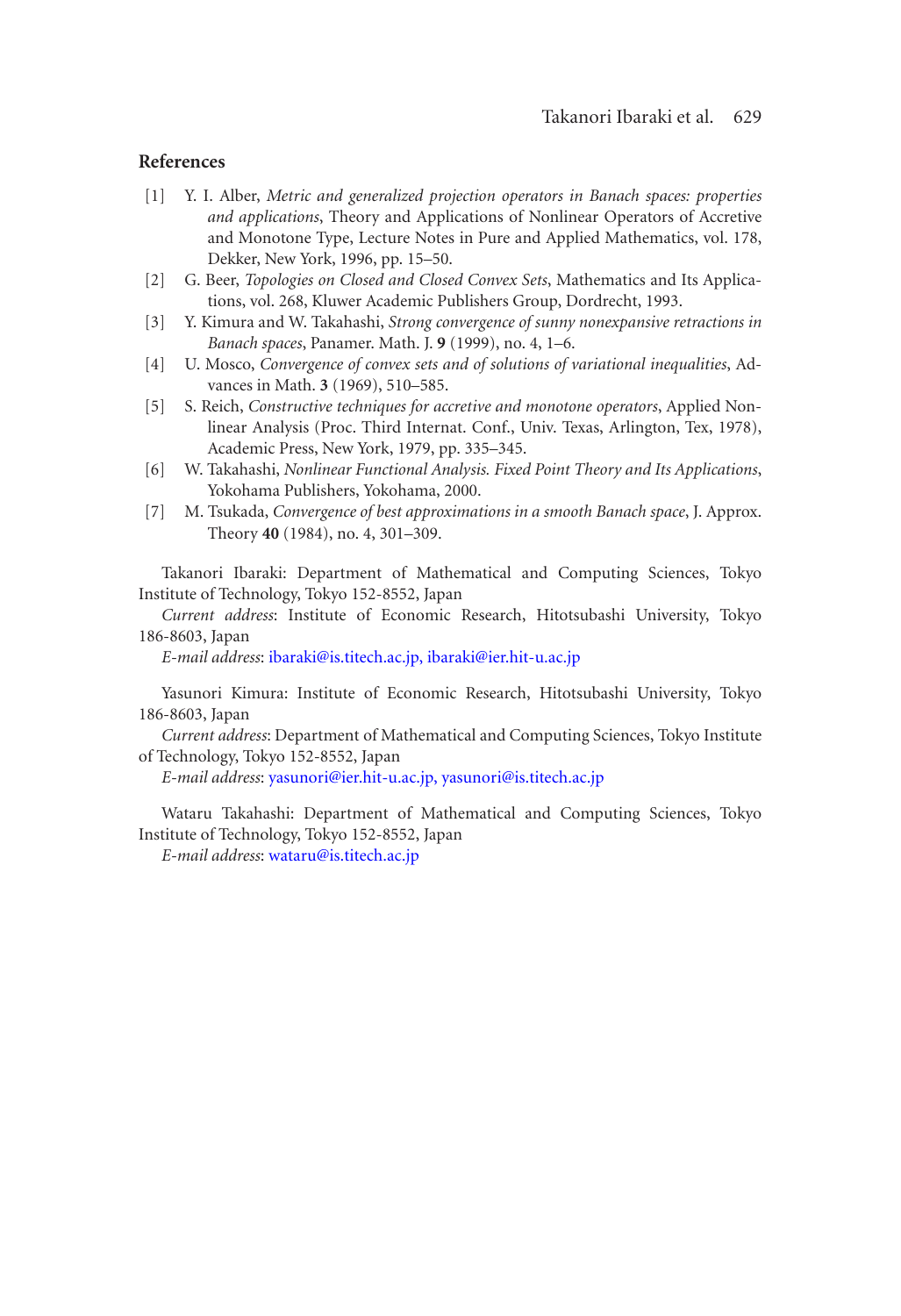## References

[1] Y. I. Alber, *Metric and generalized projection operators in Banach spaces: properties and applications*, Theory and Applications of Nonlinear Operators of Accretive and Monotone Type, Lecture Notes in Pure and Applied Mathematics, vol. 178, Dekker, New York, 1996, pp. 15–50.

[2] G. Beer, *Topologies on Closed and Closed Convex Sets*, Mathematics and Its Applications, vol. 268, Kluwer Academic Publishers Group, Dordrecht, 1993.

[3] Y. Kimura and W. Takahashi, *Strong convergence of sunny nonexpansive retractions in Banach spaces*, Panamer. Math. J. **9** (1999), no. 4, 1–6.

[4] U. Mosco, *Convergence of convex sets and of solutions of variational inequalities*, Advances in Math. **3** (1969), 510–585.

[5] S. Reich, *Constructive techniques for accretive and monotone operators*, Applied Nonlinear Analysis (Proc. Third Internat. Conf., Univ. Texas, Arlington, Tex, 1978), Academic Press, New York, 1979, pp. 335–345.

[6] W. Takahashi, *Nonlinear Functional Analysis. Fixed Point Theory and Its Applications*, Yokohama Publishers, Yokohama, 2000.

[7] M. Tsukada, *Convergence of best approximations in a smooth Banach space*, J. Approx. Theory **40** (1984), no. 4, 301–309.

Takanori Ibaraki: Department of Mathematical and Computing Sciences, Tokyo Institute of Technology, Tokyo 152-8552, Japan

*Current address*: Institute of Economic Research, Hitotsubashi University, Tokyo 186-8603, Japan

*E-mail address*: ibaraki@is.titech.ac.jp, ibaraki@ier.hit-u.ac.jp

Yasunori Kimura: Institute of Economic Research, Hitotsubashi University, Tokyo 186-8603, Japan

*Current address*: Department of Mathematical and Computing Sciences, Tokyo Institute of Technology, Tokyo 152-8552, Japan

*E-mail address*: yasunori@ier.hit-u.ac.jp, yasunori@is.titech.ac.jp

Wataru Takahashi: Department of Mathematical and Computing Sciences, Tokyo Institute of Technology, Tokyo 152-8552, Japan

*E-mail address*: wataru@is.titech.ac.jp